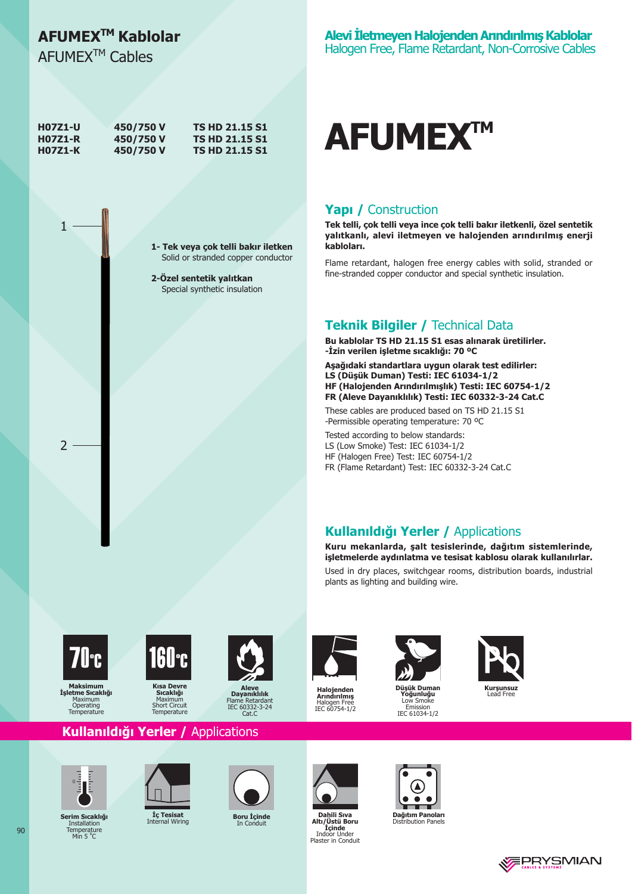# AFUMEX™ Kablolar
AFUMEX™ Cables

**Alevi İletmeyen Halojenden Arındırılmış Kablolar**
Halogen Free, Flame Retardant, Non-Corrosive Cables

| | | |
|---|---|---|
| **H07Z1-U** | **450/750 V** | **TS HD 21.15 S1** |
| **H07Z1-R** | **450/750 V** | **TS HD 21.15 S1** |
| **H07Z1-K** | **450/750 V** | **TS HD 21.15 S1** |

# AFUMEX™

1 - **Tek veya çok telli bakır iletken**
Solid or stranded copper conductor

2 - **Özel sentetik yalıtkan**
Special synthetic insulation

## Yapı / Construction

**Tek telli, çok telli veya ince çok telli bakır iletkenli, özel sentetik yalıtkanlı, alevi iletmeyen ve halojenden arındırılmış enerji kabloları.**

Flame retardant, halogen free energy cables with solid, stranded or fine-stranded copper conductor and special synthetic insulation.

## Teknik Bilgiler / Technical Data

**Bu kablolar TS HD 21.15 S1 esas alınarak üretilirler.**
**-İzin verilen işletme sıcaklığı: 70 ºC**

**Aşağıdaki standartlara uygun olarak test edilirler:**
**LS (Düşük Duman) Testi: IEC 61034-1/2**
**HF (Halojenden Arındırılmışlık) Testi: IEC 60754-1/2**
**FR (Aleve Dayanıklılık) Testi: IEC 60332-3-24 Cat.C**

These cables are produced based on TS HD 21.15 S1
-Permissible operating temperature: 70 ºC

Tested according to below standards:
LS (Low Smoke) Test: IEC 61034-1/2
HF (Halogen Free) Test: IEC 60754-1/2
FR (Flame Retardant) Test: IEC 60332-3-24 Cat.C

## Kullanıldığı Yerler / Applications

**Kuru mekanlarda, şalt tesislerinde, dağıtım sistemlerinde, işletmelerde aydınlatma ve tesisat kablosu olarak kullanılırlar.**

Used in dry places, switchgear rooms, distribution boards, industrial plants as lighting and building wire.

70°C — **Maksimum İşletme Sıcaklığı** Maximum Operating Temperature

160°C — **Kısa Devre Sıcaklığı** Maximum Short Circuit Temperature

**Aleve Dayanıklılık** Flame Retardant IEC 60332-3-24 Cat.C

**Halojenden Arındırılmış** Halogen Free IEC 60754-1/2

**Düşük Duman Yoğunluğu** Low Smoke Emission IEC 61034-1/2

**Kurşunsuz** Lead Free

## Kullanıldığı Yerler / Applications

**Serim Sıcaklığı** Installation Temperature Min 5 °C

**İç Tesisat** Internal Wiring

**Boru İçinde** In Conduit

**Dahili Sıva Altı/Üstü Boru İçinde** Indoor Under Plaster in Conduit

**Dağıtım Panoları** Distribution Panels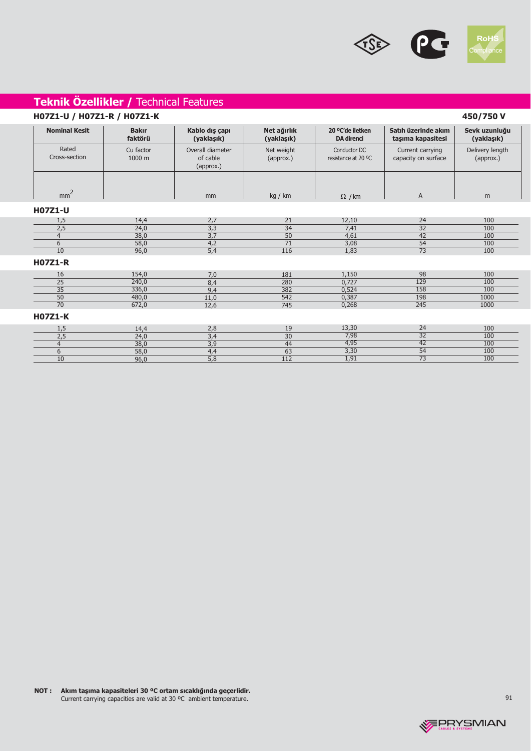## Teknik Özellikler / Technical Features

### H07Z1-U / H07Z1-R / H07Z1-K

**450/750 V**

| Nominal Kesit Rated Cross-section | Bakır faktörü Cu factor 1000 m | Kablo dış çapı (yaklaşık) Overall diameter of cable (approx.) | Net ağırlık (yaklaşık) Net weight (approx.) | 20 ºC'de iletken DA direnci Conductor DC resistance at 20 ºC | Satıh üzerinde akım taşıma kapasitesi Current carrying capacity on surface | Sevk uzunluğu (yaklaşık) Delivery length (approx.) |
|---|---|---|---|---|---|---|
| $mm^2$ | | mm | kg / km | Ω / km | A | m |
| **H07Z1-U** | | | | | | |
| 1,5 | 14,4 | 2,7 | 21 | 12,10 | 24 | 100 |
| 2,5 | 24,0 | 3,3 | 34 | 7,41 | 32 | 100 |
| 4 | 38,0 | 3,7 | 50 | 4,61 | 42 | 100 |
| 6 | 58,0 | 4,2 | 71 | 3,08 | 54 | 100 |
| 10 | 96,0 | 5,4 | 116 | 1,83 | 73 | 100 |
| **H07Z1-R** | | | | | | |
| 16 | 154,0 | 7,0 | 181 | 1,150 | 98 | 100 |
| 25 | 240,0 | 8,4 | 280 | 0,727 | 129 | 100 |
| 35 | 336,0 | 9,4 | 382 | 0,524 | 158 | 100 |
| 50 | 480,0 | 11,0 | 542 | 0,387 | 198 | 1000 |
| 70 | 672,0 | 12,6 | 745 | 0,268 | 245 | 1000 |
| **H07Z1-K** | | | | | | |
| 1,5 | 14,4 | 2,8 | 19 | 13,30 | 24 | 100 |
| 2,5 | 24,0 | 3,4 | 30 | 7,98 | 32 | 100 |
| 4 | 38,0 | 3,9 | 44 | 4,95 | 42 | 100 |
| 6 | 58,0 | 4,4 | 63 | 3,30 | 54 | 100 |
| 10 | 96,0 | 5,8 | 112 | 1,91 | 73 | 100 |

**NOT : Akım taşıma kapasiteleri 30 ºC ortam sıcaklığında geçerlidir.**
Current carrying capacities are valid at 30 ºC ambient temperature.